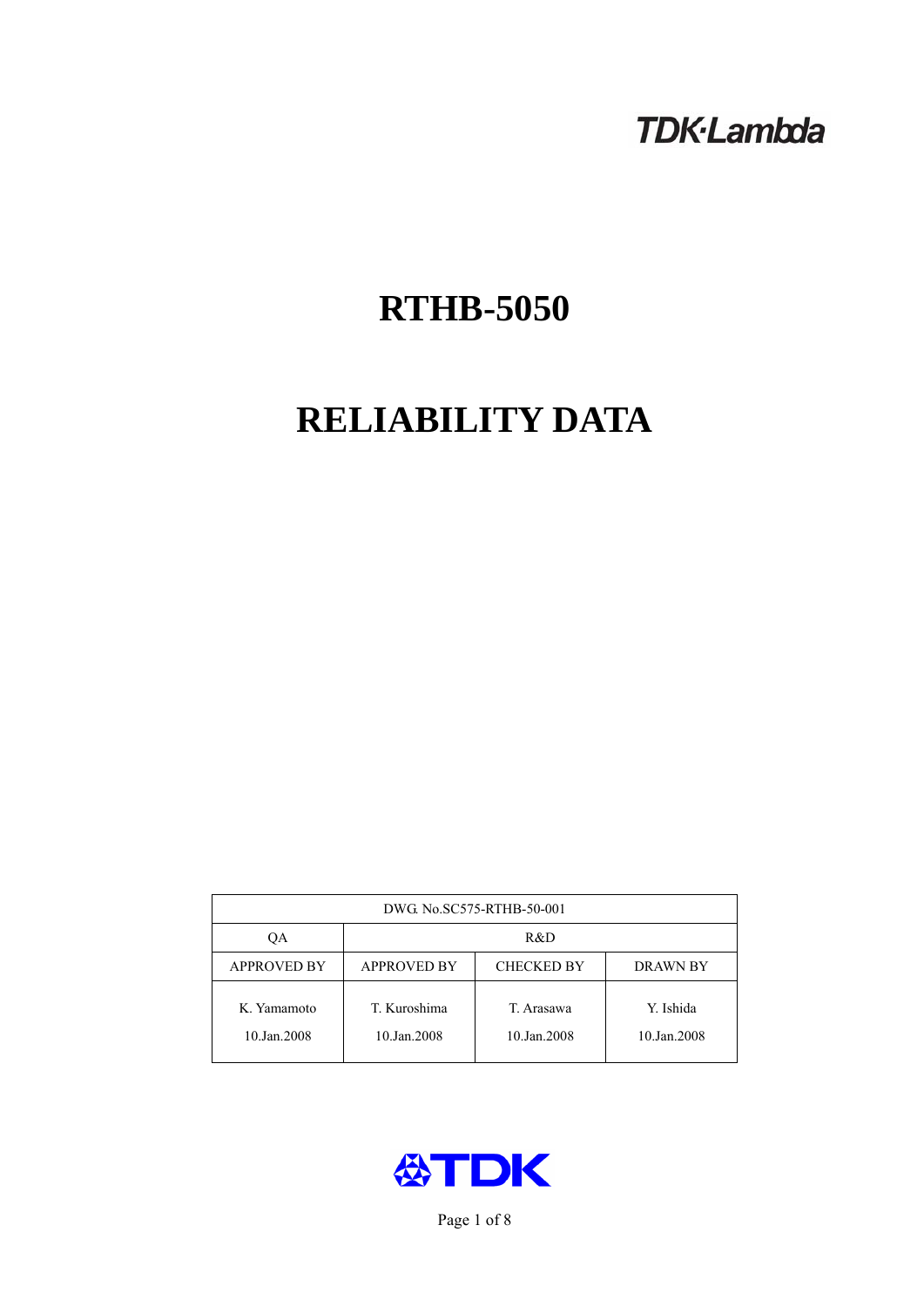TDK·Lambda

# RTHB-5050

# RELIABILITY DATA

| DWG. No.SC575-RTHB-50-001 | | | |
|---|---|---|---|
| QA | R&D | | |
| APPROVED BY | APPROVED BY | CHECKED BY | DRAWN BY |
| K. Yamamoto<br>10.Jan.2008 | T. Kuroshima<br>10.Jan.2008 | T. Arasawa<br>10.Jan.2008 | Y. Ishida<br>10.Jan.2008 |

TDK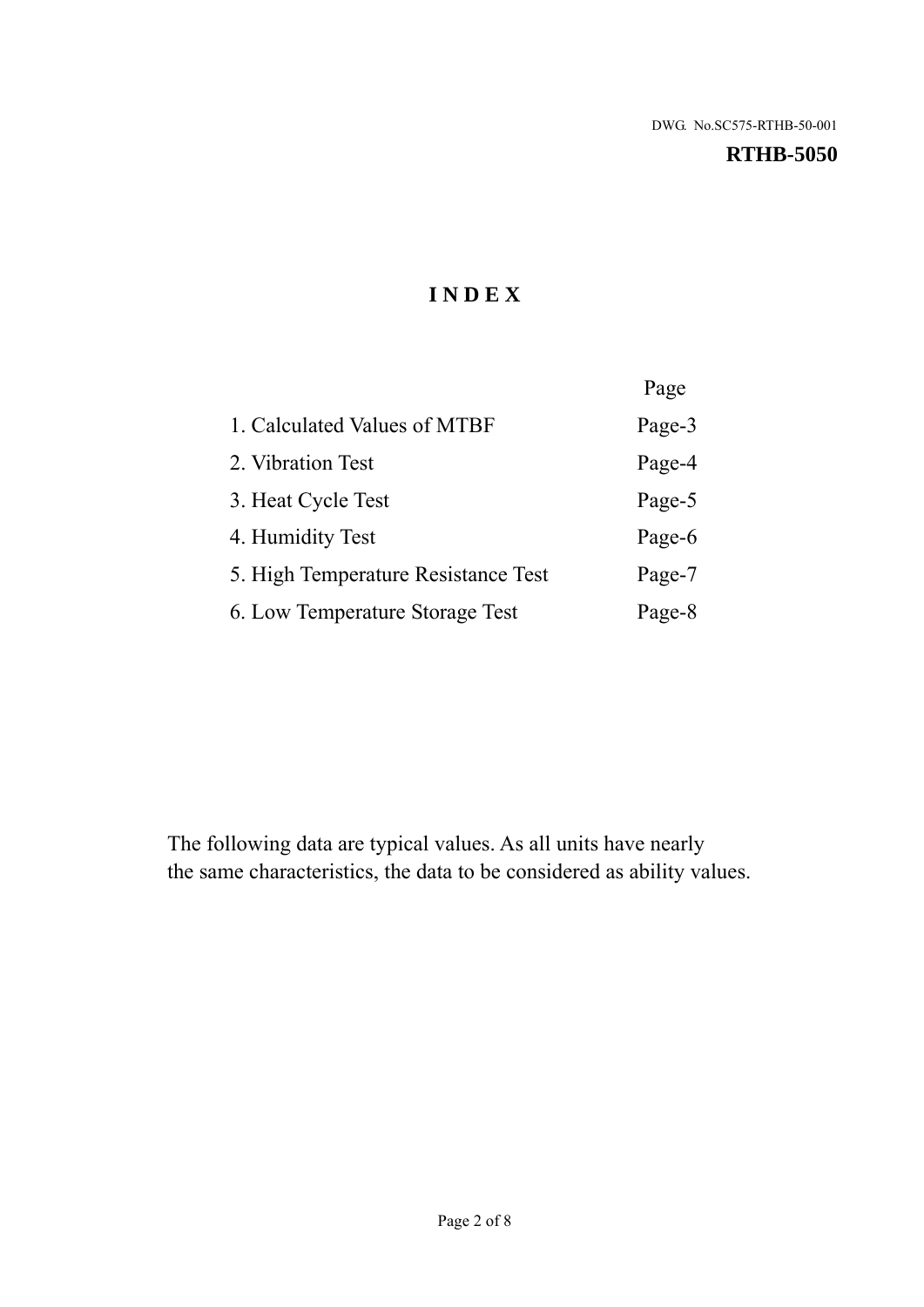DWG. No.SC575-RTHB-50-001

**RTHB-5050**

# I N D E X

| | Page |
|---|---|
| 1. Calculated Values of MTBF | Page-3 |
| 2. Vibration Test | Page-4 |
| 3. Heat Cycle Test | Page-5 |
| 4. Humidity Test | Page-6 |
| 5. High Temperature Resistance Test | Page-7 |
| 6. Low Temperature Storage Test | Page-8 |

The following data are typical values. As all units have nearly the same characteristics, the data to be considered as ability values.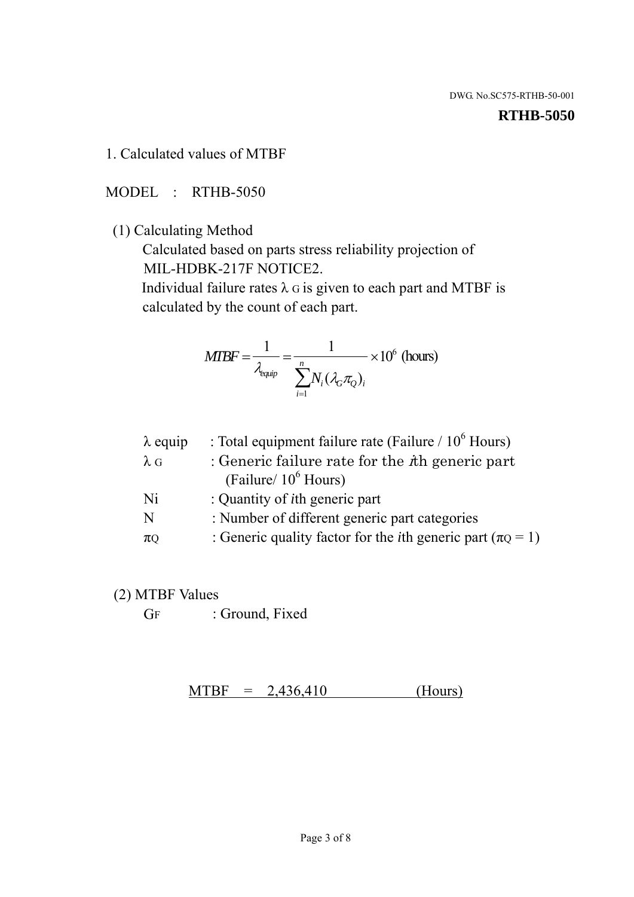DWG. No.SC575-RTHB-50-001

**RTHB-5050**

## 1. Calculated values of MTBF

MODEL : RTHB-5050

(1) Calculating Method

Calculated based on parts stress reliability projection of MIL-HDBK-217F NOTICE2.

Individual failure rates $\lambda_G$ is given to each part and MTBF is calculated by the count of each part.

$$MTBF = \frac{1}{\lambda_{equip}} = \frac{1}{\sum_{i=1}^{n} N_i (\lambda_G \pi_Q)_i} \times 10^6 \text{ (hours)}$$

| | |
|---|---|
| $\lambda$ equip | : Total equipment failure rate (Failure / $10^6$ Hours) |
| $\lambda_G$ | : Generic failure rate for the $i$th generic part (Failure/ $10^6$ Hours) |
| Ni | : Quantity of $i$th generic part |
| N | : Number of different generic part categories |
| $\pi_Q$ | : Generic quality factor for the $i$th generic part ($\pi_Q = 1$) |

(2) MTBF Values

$G_F$ : Ground, Fixed

MTBF = 2,436,410 (Hours)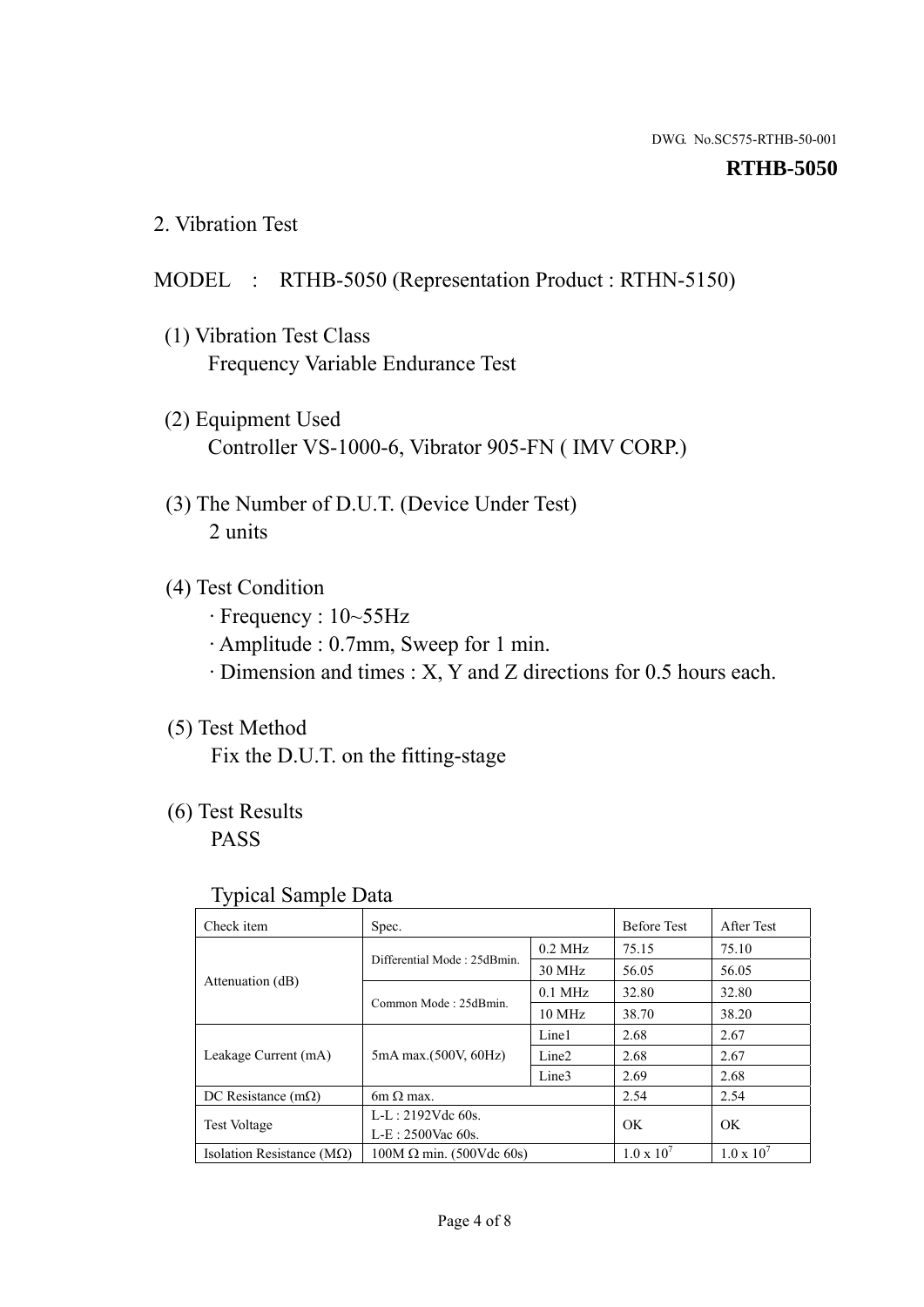DWG. No.SC575-RTHB-50-001

**RTHB-5050**

## 2. Vibration Test

MODEL : RTHB-5050 (Representation Product : RTHN-5150)

(1) Vibration Test Class
Frequency Variable Endurance Test

(2) Equipment Used
Controller VS-1000-6, Vibrator 905-FN ( IMV CORP.)

(3) The Number of D.U.T. (Device Under Test)
2 units

(4) Test Condition
· Frequency : 10~55Hz
· Amplitude : 0.7mm, Sweep for 1 min.
· Dimension and times : X, Y and Z directions for 0.5 hours each.

(5) Test Method
Fix the D.U.T. on the fitting-stage

(6) Test Results
PASS

Typical Sample Data

| Check item | Spec. | | Before Test | After Test |
|---|---|---|---|---|
| Attenuation (dB) | Differential Mode : 25dBmin. | 0.2 MHz | 75.15 | 75.10 |
| | | 30 MHz | 56.05 | 56.05 |
| | Common Mode : 25dBmin. | 0.1 MHz | 32.80 | 32.80 |
| | | 10 MHz | 38.70 | 38.20 |
| Leakage Current (mA) | 5mA max.(500V, 60Hz) | Line1 | 2.68 | 2.67 |
| | | Line2 | 2.68 | 2.67 |
| | | Line3 | 2.69 | 2.68 |
| DC Resistance (mΩ) | 6m Ω max. | | 2.54 | 2.54 |
| Test Voltage | L-L : 2192Vdc 60s. L-E : 2500Vac 60s. | | OK | OK |
| Isolation Resistance (MΩ) | 100M Ω min. (500Vdc 60s) | | $1.0 \times 10^7$ | $1.0 \times 10^7$ |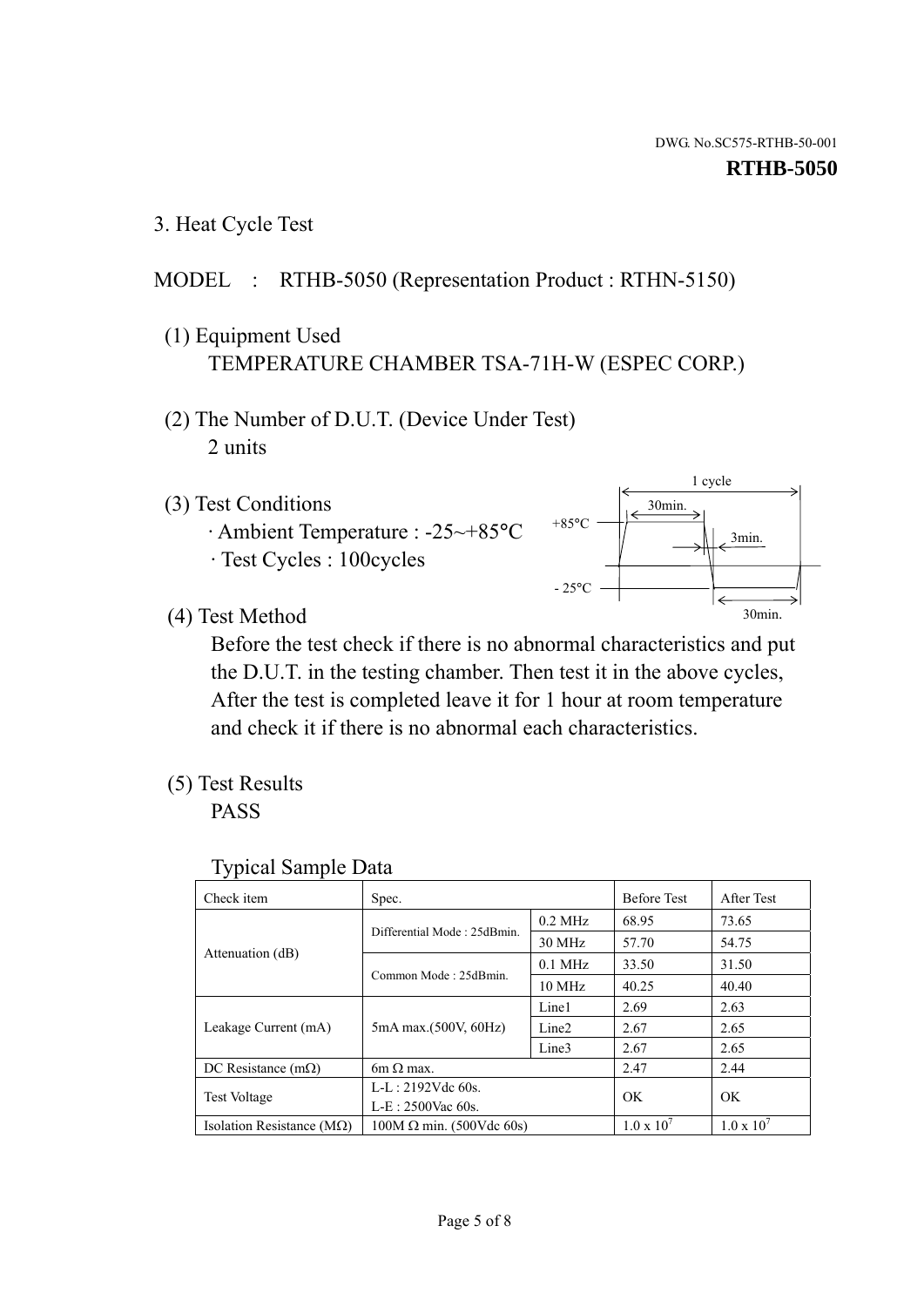DWG. No.SC575-RTHB-50-001

**RTHB-5050**

## 3. Heat Cycle Test

MODEL : RTHB-5050 (Representation Product : RTHN-5150)

(1) Equipment Used

TEMPERATURE CHAMBER TSA-71H-W (ESPEC CORP.)

(2) The Number of D.U.T. (Device Under Test)

2 units

(3) Test Conditions

· Ambient Temperature : -25~+85°C

· Test Cycles : 100cycles

1 cycle
30min.
+85°C
3min.
- 25°C
30min.

(4) Test Method

Before the test check if there is no abnormal characteristics and put the D.U.T. in the testing chamber. Then test it in the above cycles, After the test is completed leave it for 1 hour at room temperature and check it if there is no abnormal each characteristics.

(5) Test Results

PASS

Typical Sample Data

| Check item | Spec. | | Before Test | After Test |
|---|---|---|---|---|
| Attenuation (dB) | Differential Mode : 25dBmin. | 0.2 MHz | 68.95 | 73.65 |
| | | 30 MHz | 57.70 | 54.75 |
| | Common Mode : 25dBmin. | 0.1 MHz | 33.50 | 31.50 |
| | | 10 MHz | 40.25 | 40.40 |
| Leakage Current (mA) | 5mA max.(500V, 60Hz) | Line1 | 2.69 | 2.63 |
| | | Line2 | 2.67 | 2.65 |
| | | Line3 | 2.67 | 2.65 |
| DC Resistance (mΩ) | 6m Ω max. | | 2.47 | 2.44 |
| Test Voltage | L-L : 2192Vdc 60s.<br>L-E : 2500Vac 60s. | | OK | OK |
| Isolation Resistance (MΩ) | 100M Ω min. (500Vdc 60s) | | $1.0 \times 10^7$ | $1.0 \times 10^7$ |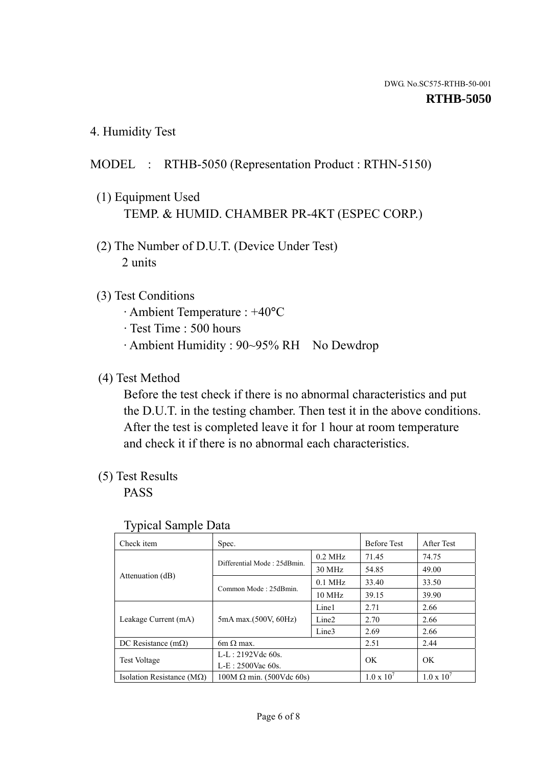DWG. No.SC575-RTHB-50-001

**RTHB-5050**

## 4. Humidity Test

MODEL : RTHB-5050 (Representation Product : RTHN-5150)

(1) Equipment Used
TEMP. & HUMID. CHAMBER PR-4KT (ESPEC CORP.)

(2) The Number of D.U.T. (Device Under Test)
2 units

(3) Test Conditions
- Ambient Temperature : +40°C
- Test Time : 500 hours
- Ambient Humidity : 90~95% RH No Dewdrop

(4) Test Method
Before the test check if there is no abnormal characteristics and put the D.U.T. in the testing chamber. Then test it in the above conditions. After the test is completed leave it for 1 hour at room temperature and check it if there is no abnormal each characteristics.

(5) Test Results
PASS

Typical Sample Data

| Check item | Spec. | | Before Test | After Test |
|---|---|---|---|---|
| Attenuation (dB) | Differential Mode : 25dBmin. | 0.2 MHz | 71.45 | 74.75 |
| | | 30 MHz | 54.85 | 49.00 |
| | Common Mode : 25dBmin. | 0.1 MHz | 33.40 | 33.50 |
| | | 10 MHz | 39.15 | 39.90 |
| Leakage Current (mA) | 5mA max.(500V, 60Hz) | Line1 | 2.71 | 2.66 |
| | | Line2 | 2.70 | 2.66 |
| | | Line3 | 2.69 | 2.66 |
| DC Resistance (mΩ) | 6m Ω max. | | 2.51 | 2.44 |
| Test Voltage | L-L : 2192Vdc 60s.<br>L-E : 2500Vac 60s. | | OK | OK |
| Isolation Resistance (MΩ) | 100M Ω min. (500Vdc 60s) | | $1.0 \times 10^7$ | $1.0 \times 10^7$ |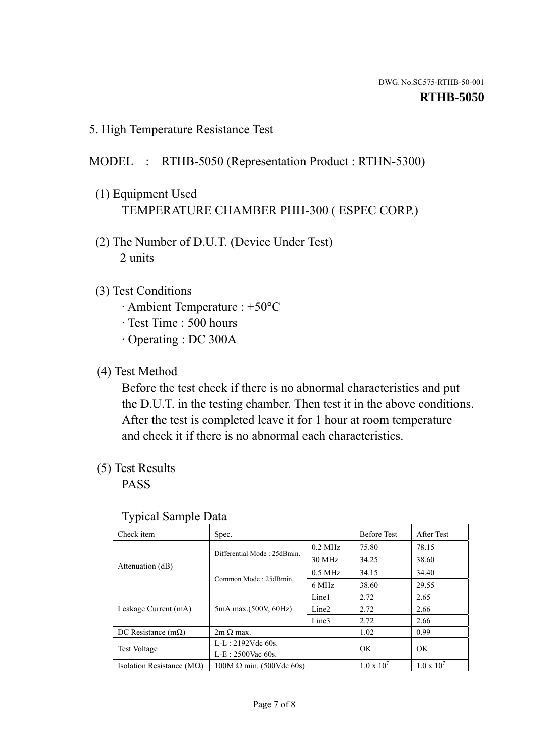DWG. No.SC575-RTHB-50-001

**RTHB-5050**

## 5. High Temperature Resistance Test

MODEL : RTHB-5050 (Representation Product : RTHN-5300)

(1) Equipment Used
TEMPERATURE CHAMBER PHH-300 ( ESPEC CORP.)

(2) The Number of D.U.T. (Device Under Test)
2 units

(3) Test Conditions
· Ambient Temperature : +50°C
· Test Time : 500 hours
· Operating : DC 300A

(4) Test Method
Before the test check if there is no abnormal characteristics and put the D.U.T. in the testing chamber. Then test it in the above conditions. After the test is completed leave it for 1 hour at room temperature and check it if there is no abnormal each characteristics.

(5) Test Results
PASS

Typical Sample Data

| Check item | Spec. | | Before Test | After Test |
|---|---|---|---|---|
| Attenuation (dB) | Differential Mode : 25dBmin. | 0.2 MHz | 75.80 | 78.15 |
| | | 30 MHz | 34.25 | 38.60 |
| | Common Mode : 25dBmin. | 0.5 MHz | 34.15 | 34.40 |
| | | 6 MHz | 38.60 | 29.55 |
| Leakage Current (mA) | 5mA max.(500V, 60Hz) | Line1 | 2.72 | 2.65 |
| | | Line2 | 2.72 | 2.66 |
| | | Line3 | 2.72 | 2.66 |
| DC Resistance (mΩ) | 2m Ω max. | | 1.02 | 0.99 |
| Test Voltage | L-L : 2192Vdc 60s.<br>L-E : 2500Vac 60s. | | OK | OK |
| Isolation Resistance (MΩ) | 100M Ω min. (500Vdc 60s) | | $1.0 \times 10^7$ | $1.0 \times 10^7$ |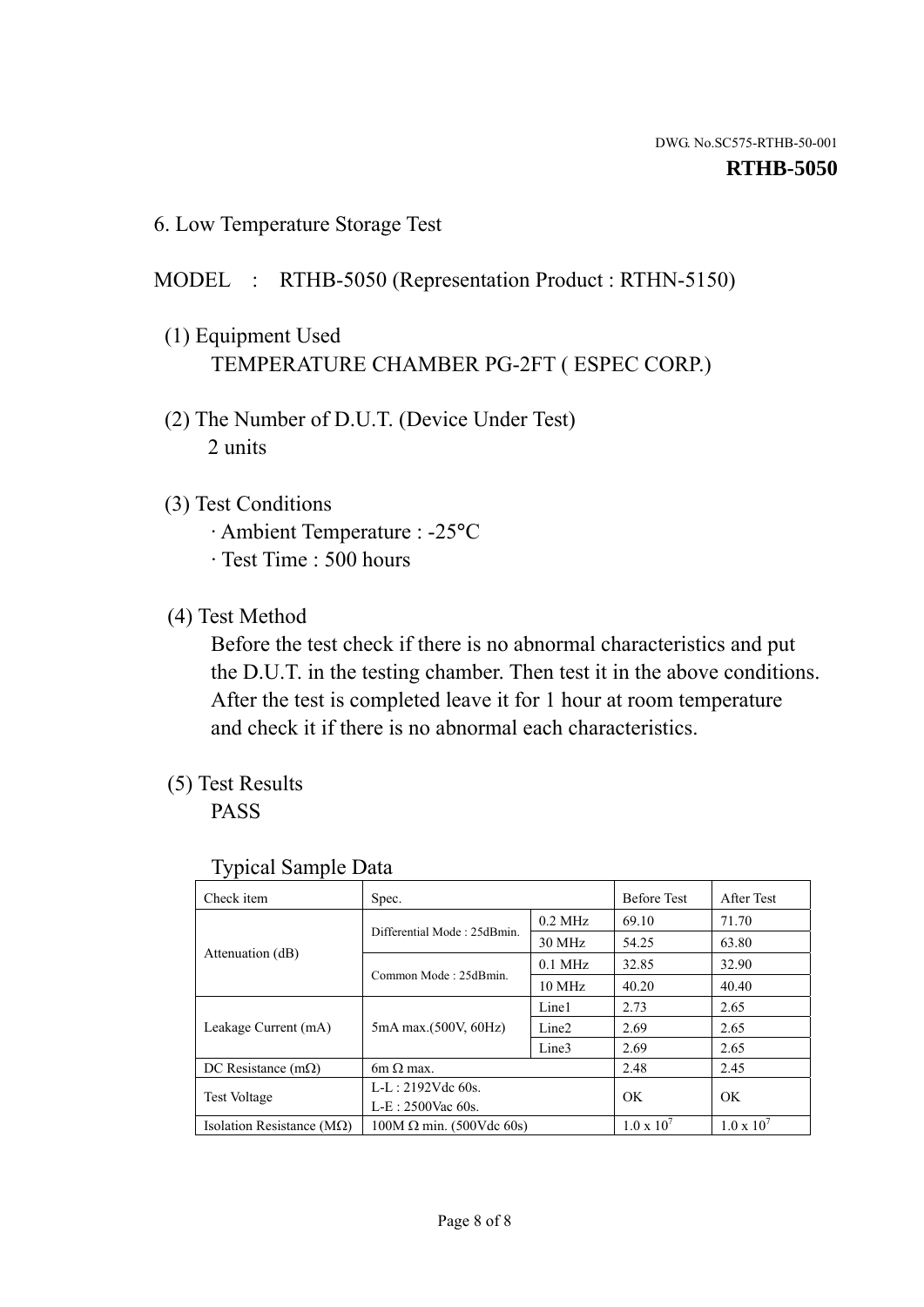DWG. No.SC575-RTHB-50-001

**RTHB-5050**

## 6. Low Temperature Storage Test

MODEL : RTHB-5050 (Representation Product : RTHN-5150)

(1) Equipment Used

TEMPERATURE CHAMBER PG-2FT ( ESPEC CORP.)

(2) The Number of D.U.T. (Device Under Test)

2 units

(3) Test Conditions

· Ambient Temperature : -25°C

· Test Time : 500 hours

(4) Test Method

Before the test check if there is no abnormal characteristics and put the D.U.T. in the testing chamber. Then test it in the above conditions. After the test is completed leave it for 1 hour at room temperature and check it if there is no abnormal each characteristics.

(5) Test Results

PASS

Typical Sample Data

| Check item | Spec. | | Before Test | After Test |
|---|---|---|---|---|
| Attenuation (dB) | Differential Mode : 25dBmin. | 0.2 MHz | 69.10 | 71.70 |
| | | 30 MHz | 54.25 | 63.80 |
| | Common Mode : 25dBmin. | 0.1 MHz | 32.85 | 32.90 |
| | | 10 MHz | 40.20 | 40.40 |
| Leakage Current (mA) | 5mA max.(500V, 60Hz) | Line1 | 2.73 | 2.65 |
| | | Line2 | 2.69 | 2.65 |
| | | Line3 | 2.69 | 2.65 |
| DC Resistance (mΩ) | 6m Ω max. | | 2.48 | 2.45 |
| Test Voltage | L-L : 2192Vdc 60s.<br>L-E : 2500Vac 60s. | | OK | OK |
| Isolation Resistance (MΩ) | 100M Ω min. (500Vdc 60s) | | $1.0 \times 10^7$ | $1.0 \times 10^7$ |